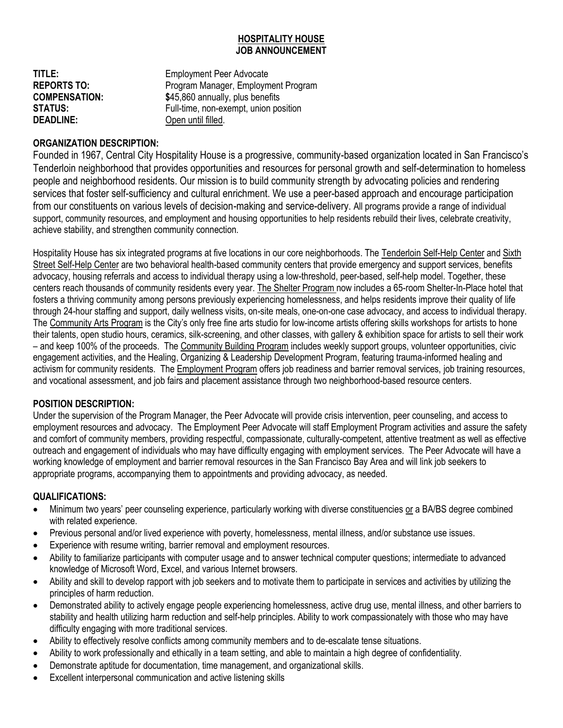# HOSPITALITY HOUSE
## JOB ANNOUNCEMENT

**TITLE:** Employment Peer Advocate
**REPORTS TO:** Program Manager, Employment Program
**COMPENSATION:** $45,860 annually, plus benefits
**STATUS:** Full-time, non-exempt, union position
**DEADLINE:** Open until filled.

**ORGANIZATION DESCRIPTION:**

Founded in 1967, Central City Hospitality House is a progressive, community-based organization located in San Francisco's Tenderloin neighborhood that provides opportunities and resources for personal growth and self-determination to homeless people and neighborhood residents. Our mission is to build community strength by advocating policies and rendering services that foster self-sufficiency and cultural enrichment. We use a peer-based approach and encourage participation from our constituents on various levels of decision-making and service-delivery. All programs provide a range of individual support, community resources, and employment and housing opportunities to help residents rebuild their lives, celebrate creativity, achieve stability, and strengthen community connection.

Hospitality House has six integrated programs at five locations in our core neighborhoods. The Tenderloin Self-Help Center and Sixth Street Self-Help Center are two behavioral health-based community centers that provide emergency and support services, benefits advocacy, housing referrals and access to individual therapy using a low-threshold, peer-based, self-help model. Together, these centers reach thousands of community residents every year. The Shelter Program now includes a 65-room Shelter-In-Place hotel that fosters a thriving community among persons previously experiencing homelessness, and helps residents improve their quality of life through 24-hour staffing and support, daily wellness visits, on-site meals, one-on-one case advocacy, and access to individual therapy. The Community Arts Program is the City's only free fine arts studio for low-income artists offering skills workshops for artists to hone their talents, open studio hours, ceramics, silk-screening, and other classes, with gallery & exhibition space for artists to sell their work – and keep 100% of the proceeds. The Community Building Program includes weekly support groups, volunteer opportunities, civic engagement activities, and the Healing, Organizing & Leadership Development Program, featuring trauma-informed healing and activism for community residents. The Employment Program offers job readiness and barrier removal services, job training resources, and vocational assessment, and job fairs and placement assistance through two neighborhood-based resource centers.

**POSITION DESCRIPTION:**

Under the supervision of the Program Manager, the Peer Advocate will provide crisis intervention, peer counseling, and access to employment resources and advocacy. The Employment Peer Advocate will staff Employment Program activities and assure the safety and comfort of community members, providing respectful, compassionate, culturally-competent, attentive treatment as well as effective outreach and engagement of individuals who may have difficulty engaging with employment services. The Peer Advocate will have a working knowledge of employment and barrier removal resources in the San Francisco Bay Area and will link job seekers to appropriate programs, accompanying them to appointments and providing advocacy, as needed.

**QUALIFICATIONS:**

- Minimum two years' peer counseling experience, particularly working with diverse constituencies or a BA/BS degree combined with related experience.
- Previous personal and/or lived experience with poverty, homelessness, mental illness, and/or substance use issues.
- Experience with resume writing, barrier removal and employment resources.
- Ability to familiarize participants with computer usage and to answer technical computer questions; intermediate to advanced knowledge of Microsoft Word, Excel, and various Internet browsers.
- Ability and skill to develop rapport with job seekers and to motivate them to participate in services and activities by utilizing the principles of harm reduction.
- Demonstrated ability to actively engage people experiencing homelessness, active drug use, mental illness, and other barriers to stability and health utilizing harm reduction and self-help principles. Ability to work compassionately with those who may have difficulty engaging with more traditional services.
- Ability to effectively resolve conflicts among community members and to de-escalate tense situations.
- Ability to work professionally and ethically in a team setting, and able to maintain a high degree of confidentiality.
- Demonstrate aptitude for documentation, time management, and organizational skills.
- Excellent interpersonal communication and active listening skills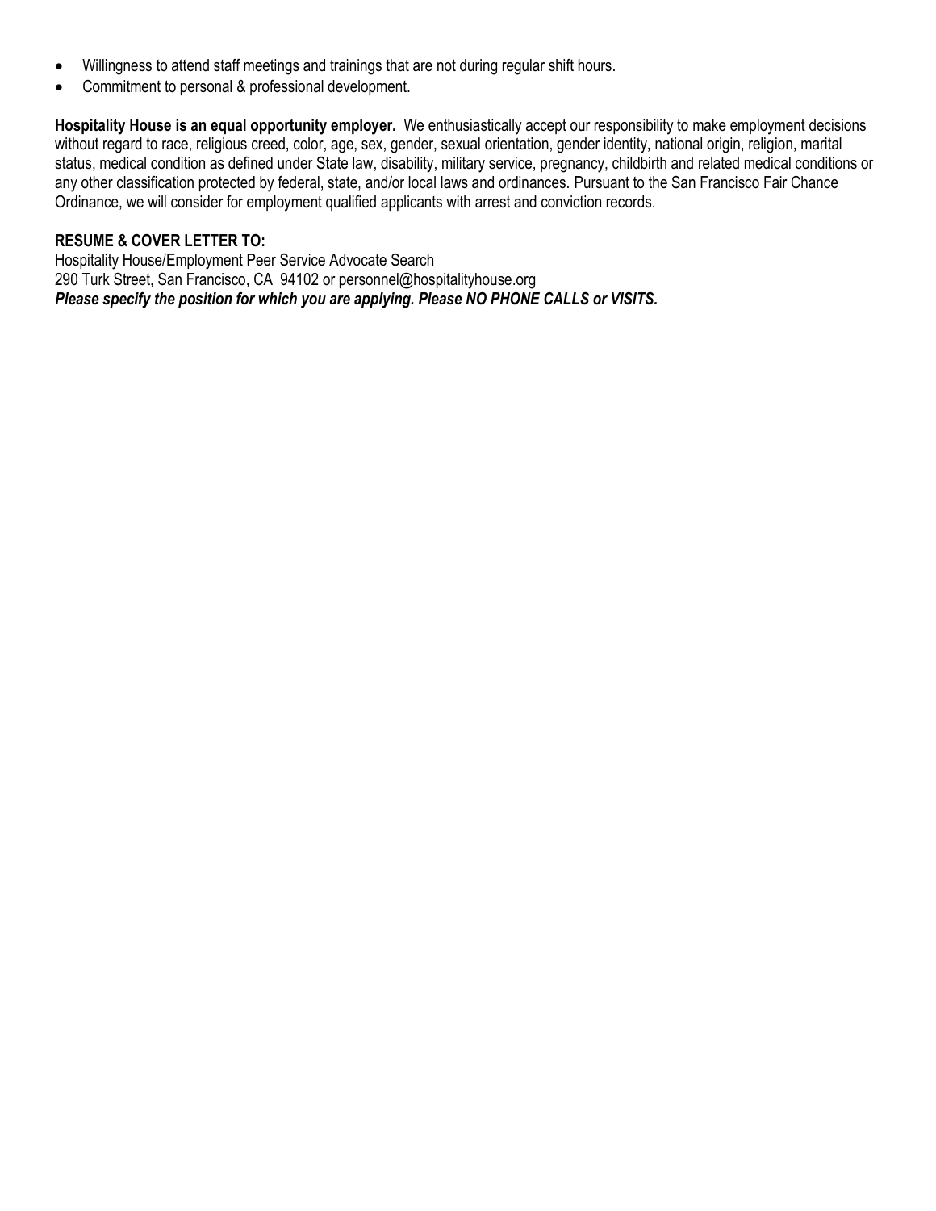- Willingness to attend staff meetings and trainings that are not during regular shift hours.
- Commitment to personal & professional development.

**Hospitality House is an equal opportunity employer.** We enthusiastically accept our responsibility to make employment decisions without regard to race, religious creed, color, age, sex, gender, sexual orientation, gender identity, national origin, religion, marital status, medical condition as defined under State law, disability, military service, pregnancy, childbirth and related medical conditions or any other classification protected by federal, state, and/or local laws and ordinances. Pursuant to the San Francisco Fair Chance Ordinance, we will consider for employment qualified applicants with arrest and conviction records.

**RESUME & COVER LETTER TO:**
Hospitality House/Employment Peer Service Advocate Search
290 Turk Street, San Francisco, CA 94102 or personnel@hospitalityhouse.org
***Please specify the position for which you are applying. Please NO PHONE CALLS or VISITS.***